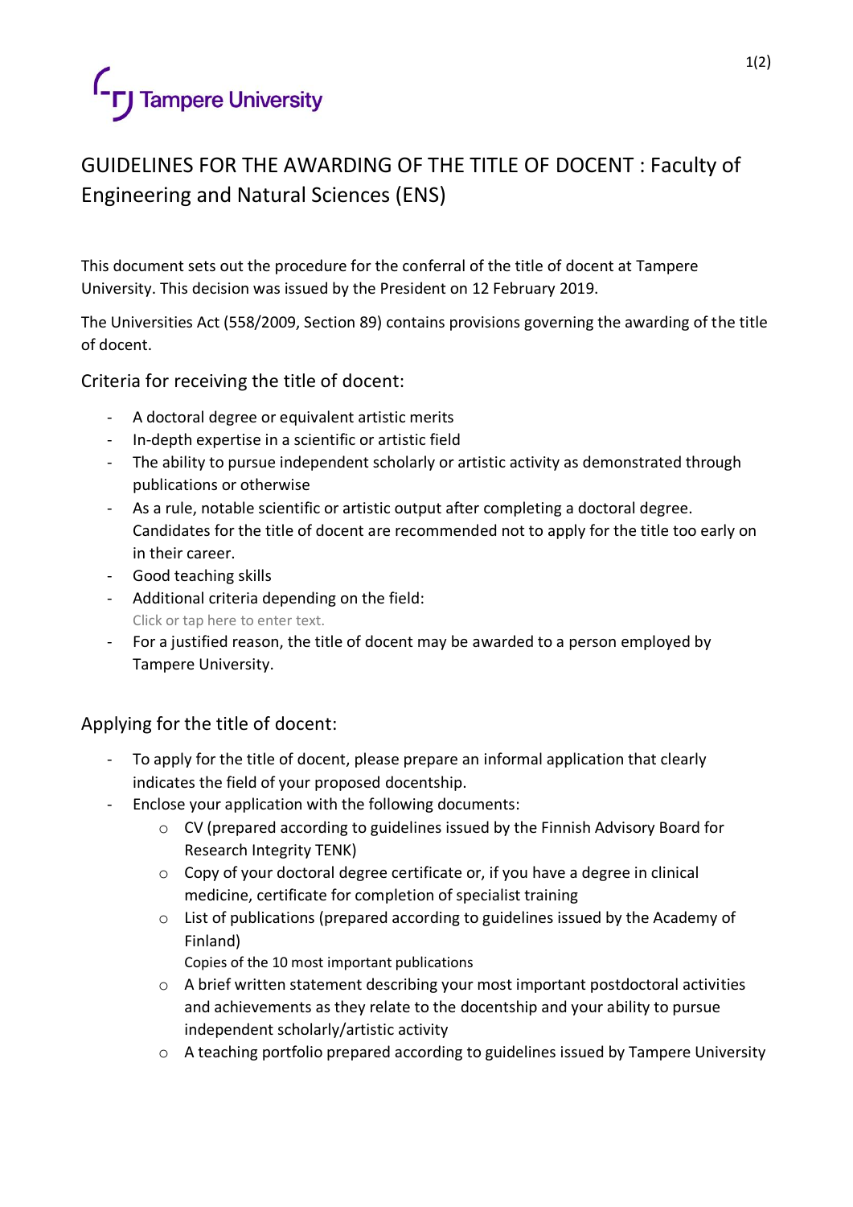# GUIDELINES FOR THE AWARDING OF THE TITLE OF DOCENT : Faculty of Engineering and Natural Sciences (ENS)

This document sets out the procedure for the conferral of the title of docent at Tampere University. This decision was issued by the President on 12 February 2019.

The Universities Act (558/2009, Section 89) contains provisions governing the awarding of the title of docent.

## Criteria for receiving the title of docent:

- A doctoral degree or equivalent artistic merits
- In-depth expertise in a scientific or artistic field
- The ability to pursue independent scholarly or artistic activity as demonstrated through publications or otherwise
- As a rule, notable scientific or artistic output after completing a doctoral degree. Candidates for the title of docent are recommended not to apply for the title too early on in their career.
- Good teaching skills
- Additional criteria depending on the field:
  Click or tap here to enter text.
- For a justified reason, the title of docent may be awarded to a person employed by Tampere University.

## Applying for the title of docent:

- To apply for the title of docent, please prepare an informal application that clearly indicates the field of your proposed docentship.
- Enclose your application with the following documents:
  - CV (prepared according to guidelines issued by the Finnish Advisory Board for Research Integrity TENK)
  - Copy of your doctoral degree certificate or, if you have a degree in clinical medicine, certificate for completion of specialist training
  - List of publications (prepared according to guidelines issued by the Academy of Finland)
    Copies of the 10 most important publications
  - A brief written statement describing your most important postdoctoral activities and achievements as they relate to the docentship and your ability to pursue independent scholarly/artistic activity
  - A teaching portfolio prepared according to guidelines issued by Tampere University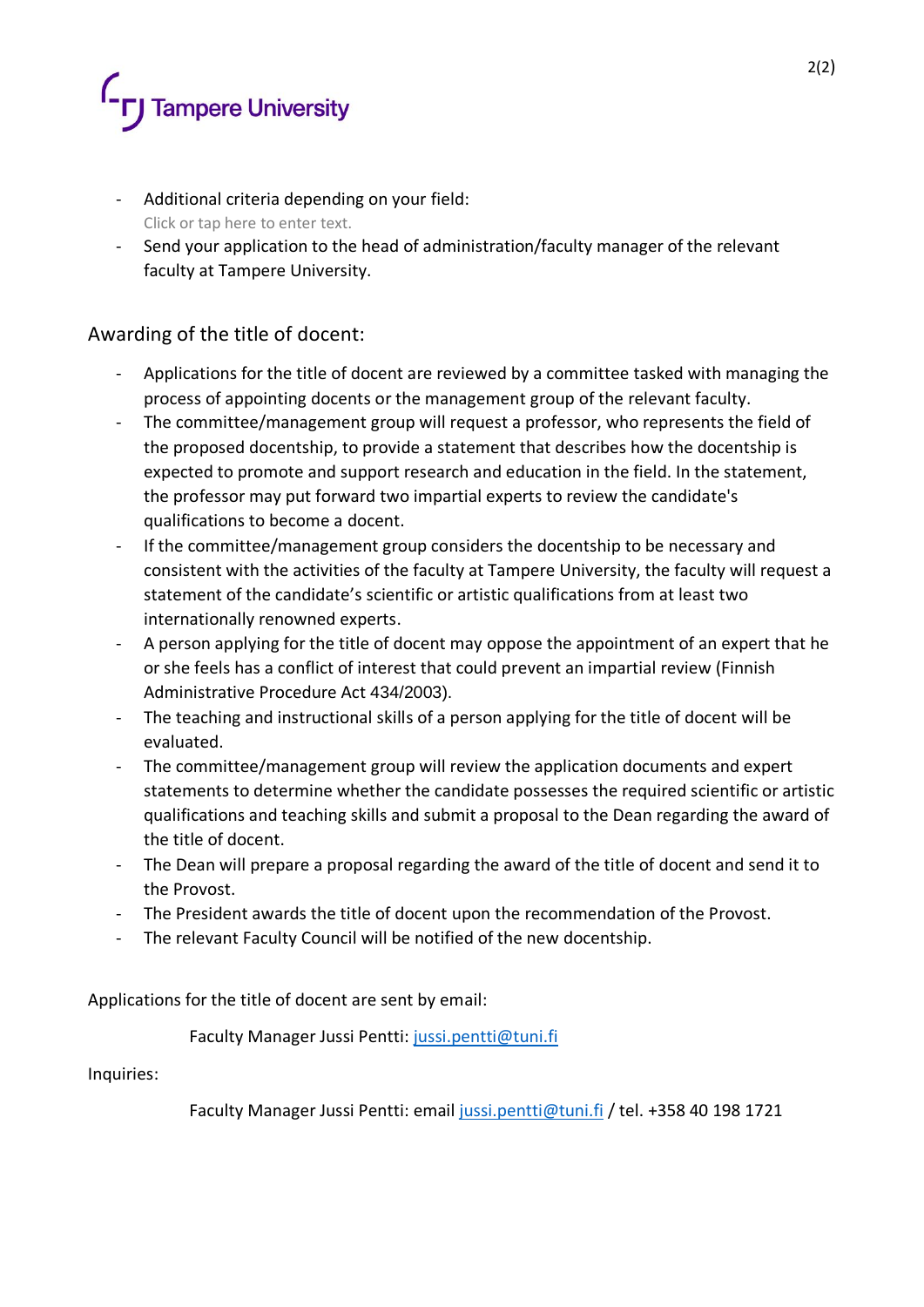- Additional criteria depending on your field:
  Click or tap here to enter text.
- Send your application to the head of administration/faculty manager of the relevant faculty at Tampere University.

## Awarding of the title of docent:

- Applications for the title of docent are reviewed by a committee tasked with managing the process of appointing docents or the management group of the relevant faculty.
- The committee/management group will request a professor, who represents the field of the proposed docentship, to provide a statement that describes how the docentship is expected to promote and support research and education in the field. In the statement, the professor may put forward two impartial experts to review the candidate's qualifications to become a docent.
- If the committee/management group considers the docentship to be necessary and consistent with the activities of the faculty at Tampere University, the faculty will request a statement of the candidate's scientific or artistic qualifications from at least two internationally renowned experts.
- A person applying for the title of docent may oppose the appointment of an expert that he or she feels has a conflict of interest that could prevent an impartial review (Finnish Administrative Procedure Act 434/2003).
- The teaching and instructional skills of a person applying for the title of docent will be evaluated.
- The committee/management group will review the application documents and expert statements to determine whether the candidate possesses the required scientific or artistic qualifications and teaching skills and submit a proposal to the Dean regarding the award of the title of docent.
- The Dean will prepare a proposal regarding the award of the title of docent and send it to the Provost.
- The President awards the title of docent upon the recommendation of the Provost.
- The relevant Faculty Council will be notified of the new docentship.

Applications for the title of docent are sent by email:

Faculty Manager Jussi Pentti: jussi.pentti@tuni.fi

Inquiries:

Faculty Manager Jussi Pentti: email jussi.pentti@tuni.fi / tel. +358 40 198 1721